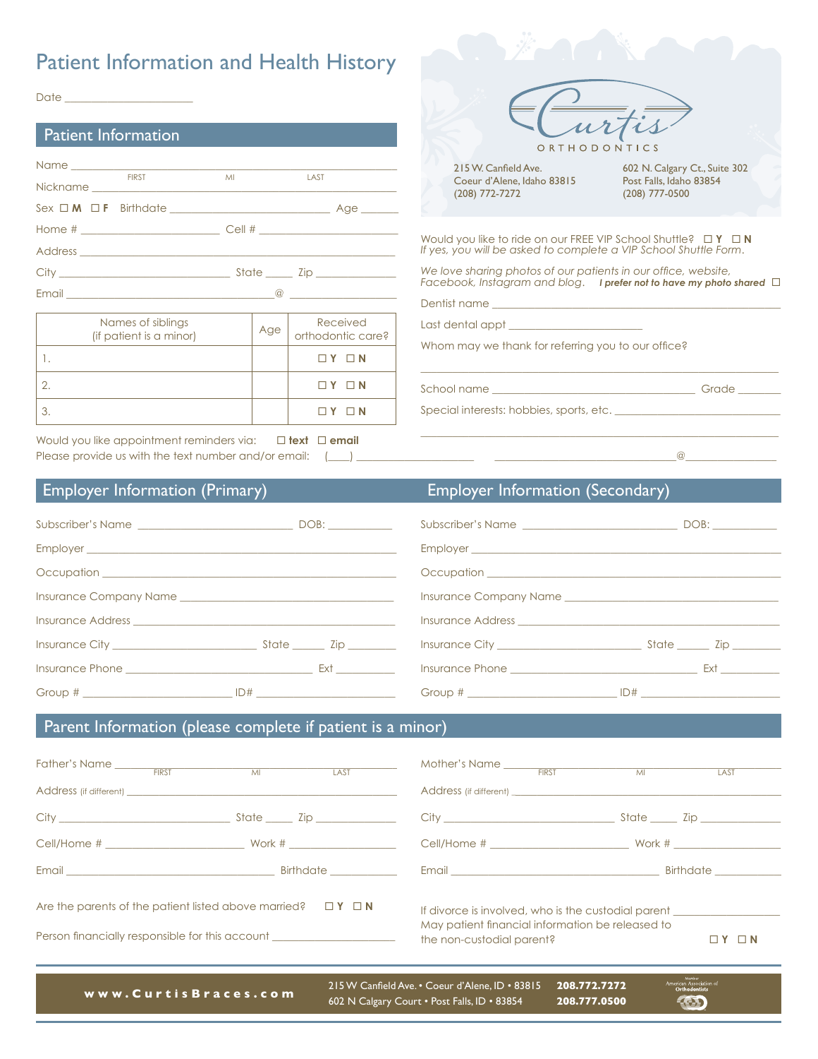# Patient Information and Health History

Date ____________________

**Curtis ORTHODONTICS**

215 W. Canfield Ave.
Coeur d'Alene, Idaho 83815
(208) 772-7272

602 N. Calgary Ct., Suite 302
Post Falls, Idaho 83854
(208) 777-0500

## Patient Information

Name ______________________________________________
FIRST MI LAST

Nickname __________________________________________

Sex ☐ **M** ☐ **F** Birthdate ____________________ Age ______

Home # ____________________ Cell # ____________________

Address ___________________________________________

City ____________________ State _____ Zip ____________

Email ______________________@____________

| Names of siblings (if patient is a minor) | Age | Received orthodontic care? |
|---|---|---|
| 1. | | ☐ **Y** ☐ **N** |
| 2. | | ☐ **Y** ☐ **N** |
| 3. | | ☐ **Y** ☐ **N** |

Would you like appointment reminders via: ☐ **text** ☐ **email**
Please provide us with the text number and/or email: (___) ________________ ________________________@____________

Would you like to ride on our FREE VIP School Shuttle? ☐ **Y** ☐ **N**
*If yes, you will be asked to complete a VIP School Shuttle Form.*

*We love sharing photos of our patients in our office, website, Facebook, Instagram and blog.* ***I prefer not to have my photo shared*** ☐

Dentist name ______________________________________

Last dental appt ____________________

Whom may we thank for referring you to our office?

___________________________________________________

School name ____________________________ Grade _______

Special interests: hobbies, sports, etc. ____________________

___________________________________________________

## Employer Information (Primary)

Subscriber's Name ____________________ DOB: __________

Employer __________________________________________

Occupation ________________________________________

Insurance Company Name ____________________________

Insurance Address __________________________________

Insurance City ____________________ State _____ Zip ________

Insurance Phone ____________________ Ext _________

Group # ____________________ ID# ____________________

## Employer Information (Secondary)

Subscriber's Name ____________________ DOB: __________

Employer __________________________________________

Occupation ________________________________________

Insurance Company Name ____________________________

Insurance Address __________________________________

Insurance City ____________________ State _____ Zip ________

Insurance Phone ____________________ Ext _________

Group # ____________________ ID# ____________________

## Parent Information (please complete if patient is a minor)

Father's Name ______________________________________
FIRST MI LAST

Address (if different) _______________________________

City ____________________ State _____ Zip ____________

Cell/Home # ____________________ Work # ______________

Email ____________________________ Birthdate __________

Mother's Name ______________________________________
FIRST MI LAST

Address (if different) _______________________________

City ____________________ State _____ Zip ____________

Cell/Home # ____________________ Work # ______________

Email ____________________________ Birthdate __________

Are the parents of the patient listed above married? ☐ **Y** ☐ **N**

Person financially responsible for this account ____________________

If divorce is involved, who is the custodial parent ____________________

May patient financial information be released to the non-custodial parent? ☐ **Y** ☐ **N**

**www.CurtisBraces.com** 215 W Canfield Ave. • Coeur d'Alene, ID • 83815 **208.772.7272** 602 N Calgary Court • Post Falls, ID • 83854 **208.777.0500** Member American Association of Orthodontists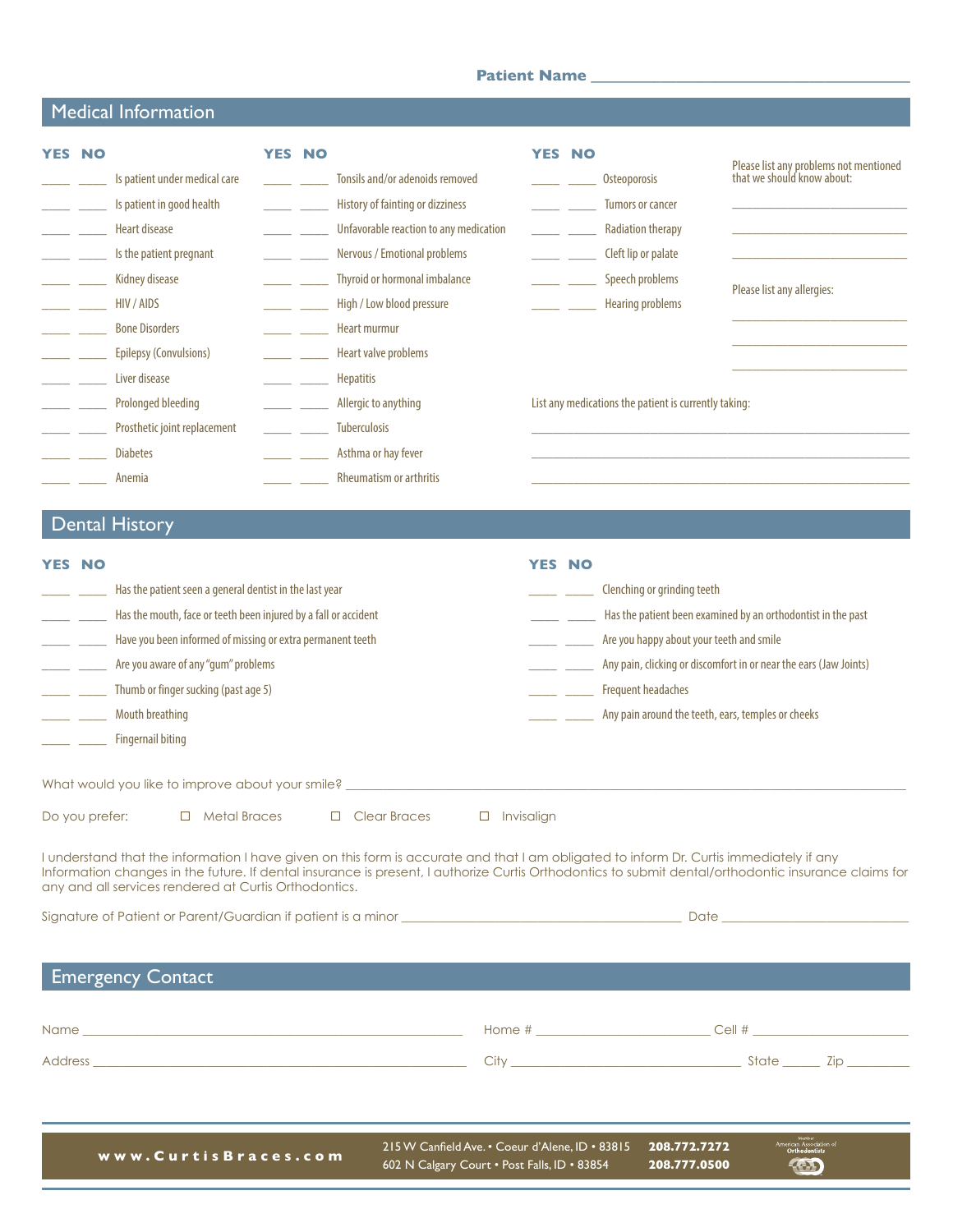Patient Name ______________________________

## Medical Information

| YES | NO | | YES | NO | | YES | NO | |
|---|---|---|---|---|---|---|---|---|
| ____ | ____ | Is patient under medical care | ____ | ____ | Tonsils and/or adenoids removed | ____ | ____ | Osteoporosis |
| ____ | ____ | Is patient in good health | ____ | ____ | History of fainting or dizziness | ____ | ____ | Tumors or cancer |
| ____ | ____ | Heart disease | ____ | ____ | Unfavorable reaction to any medication | ____ | ____ | Radiation therapy |
| ____ | ____ | Is the patient pregnant | ____ | ____ | Nervous / Emotional problems | ____ | ____ | Cleft lip or palate |
| ____ | ____ | Kidney disease | ____ | ____ | Thyroid or hormonal imbalance | ____ | ____ | Speech problems |
| ____ | ____ | HIV / AIDS | ____ | ____ | High / Low blood pressure | ____ | ____ | Hearing problems |
| ____ | ____ | Bone Disorders | ____ | ____ | Heart murmur | | | |
| ____ | ____ | Epilepsy (Convulsions) | ____ | ____ | Heart valve problems | | | |
| ____ | ____ | Liver disease | ____ | ____ | Hepatitis | | | |
| ____ | ____ | Prolonged bleeding | ____ | ____ | Allergic to anything | | | |
| ____ | ____ | Prosthetic joint replacement | ____ | ____ | Tuberculosis | | | |
| ____ | ____ | Diabetes | ____ | ____ | Asthma or hay fever | | | |
| ____ | ____ | Anemia | ____ | ____ | Rheumatism or arthritis | | | |

Please list any problems not mentioned that we should know about:

______________________________

______________________________

______________________________

Please list any allergies:

______________________________

______________________________

______________________________

List any medications the patient is currently taking:

______________________________________________________________

______________________________________________________________

______________________________________________________________

## Dental History

| YES | NO | | YES | NO | |
|---|---|---|---|---|---|
| ____ | ____ | Has the patient seen a general dentist in the last year | ____ | ____ | Clenching or grinding teeth |
| ____ | ____ | Has the mouth, face or teeth been injured by a fall or accident | ____ | ____ | Has the patient been examined by an orthodontist in the past |
| ____ | ____ | Have you been informed of missing or extra permanent teeth | ____ | ____ | Are you happy about your teeth and smile |
| ____ | ____ | Are you aware of any "gum" problems | ____ | ____ | Any pain, clicking or discomfort in or near the ears (Jaw Joints) |
| ____ | ____ | Thumb or finger sucking (past age 5) | ____ | ____ | Frequent headaches |
| ____ | ____ | Mouth breathing | ____ | ____ | Any pain around the teeth, ears, temples or cheeks |
| ____ | ____ | Fingernail biting | | | |

What would you like to improve about your smile? ______________________________________________

Do you prefer: ☐ Metal Braces ☐ Clear Braces ☐ Invisalign

I understand that the information I have given on this form is accurate and that I am obligated to inform Dr. Curtis immediately if any Information changes in the future. If dental insurance is present, I authorize Curtis Orthodontics to submit dental/orthodontic insurance claims for any and all services rendered at Curtis Orthodontics.

Signature of Patient or Parent/Guardian if patient is a minor ______________________________ Date ____________________

## Emergency Contact

Name ______________________________ Home # ____________________ Cell # ____________________

Address ______________________________ City ____________________ State _____ Zip _________

www.CurtisBraces.com

215 W Canfield Ave. • Coeur d'Alene, ID • 83815 **208.772.7272**

602 N Calgary Court • Post Falls, ID • 83854 **208.777.0500**

Member American Association of Orthodontists